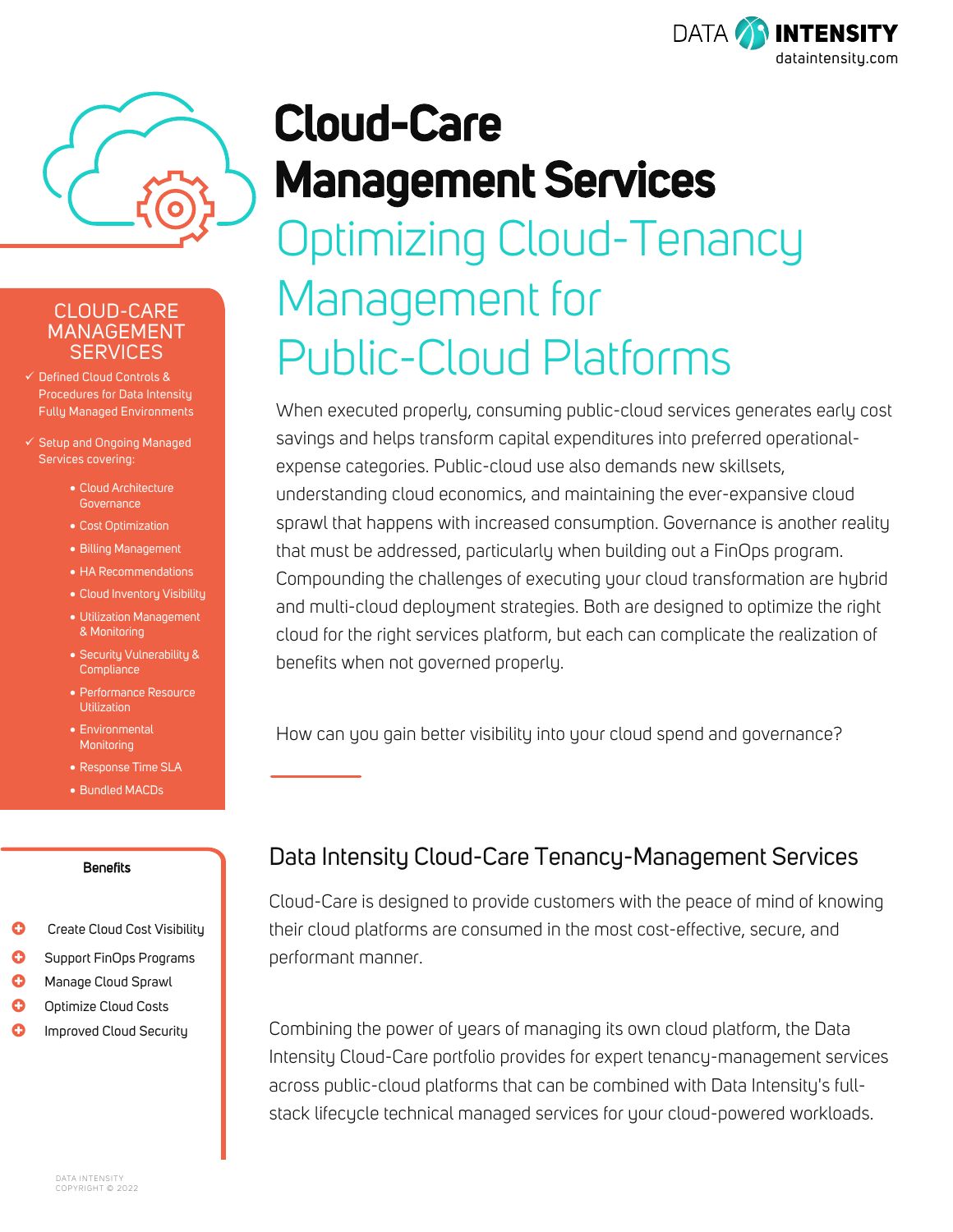# Cloud-Care Management Services

## Optimizing Cloud-Tenancy Management for Public-Cloud Platforms

When executed properly, consuming public-cloud services generates early cost savings and helps transform capital expenditures into preferred operational-expense categories. Public-cloud use also demands new skillsets, understanding cloud economics, and maintaining the ever-expansive cloud sprawl that happens with increased consumption. Governance is another reality that must be addressed, particularly when building out a FinOps program. Compounding the challenges of executing your cloud transformation are hybrid and multi-cloud deployment strategies. Both are designed to optimize the right cloud for the right services platform, but each can complicate the realization of benefits when not governed properly.

How can you gain better visibility into your cloud spend and governance?

### CLOUD-CARE MANAGEMENT SERVICES

- ✓ Defined Cloud Controls & Procedures for Data Intensity Fully Managed Environments
- ✓ Setup and Ongoing Managed Services covering:
  - Cloud Architecture Governance
  - Cost Optimization
  - Billing Management
  - HA Recommendations
  - Cloud Inventory Visibility
  - Utilization Management & Monitoring
  - Security Vulnerability & Compliance
  - Performance Resource Utilization
  - Environmental Monitoring
  - Response Time SLA
  - Bundled MACDs

### Benefits

- Create Cloud Cost Visibility
- Support FinOps Programs
- Manage Cloud Sprawl
- Optimize Cloud Costs
- Improved Cloud Security

## Data Intensity Cloud-Care Tenancy-Management Services

Cloud-Care is designed to provide customers with the peace of mind of knowing their cloud platforms are consumed in the most cost-effective, secure, and performant manner.

Combining the power of years of managing its own cloud platform, the Data Intensity Cloud-Care portfolio provides for expert tenancy-management services across public-cloud platforms that can be combined with Data Intensity's full-stack lifecycle technical managed services for your cloud-powered workloads.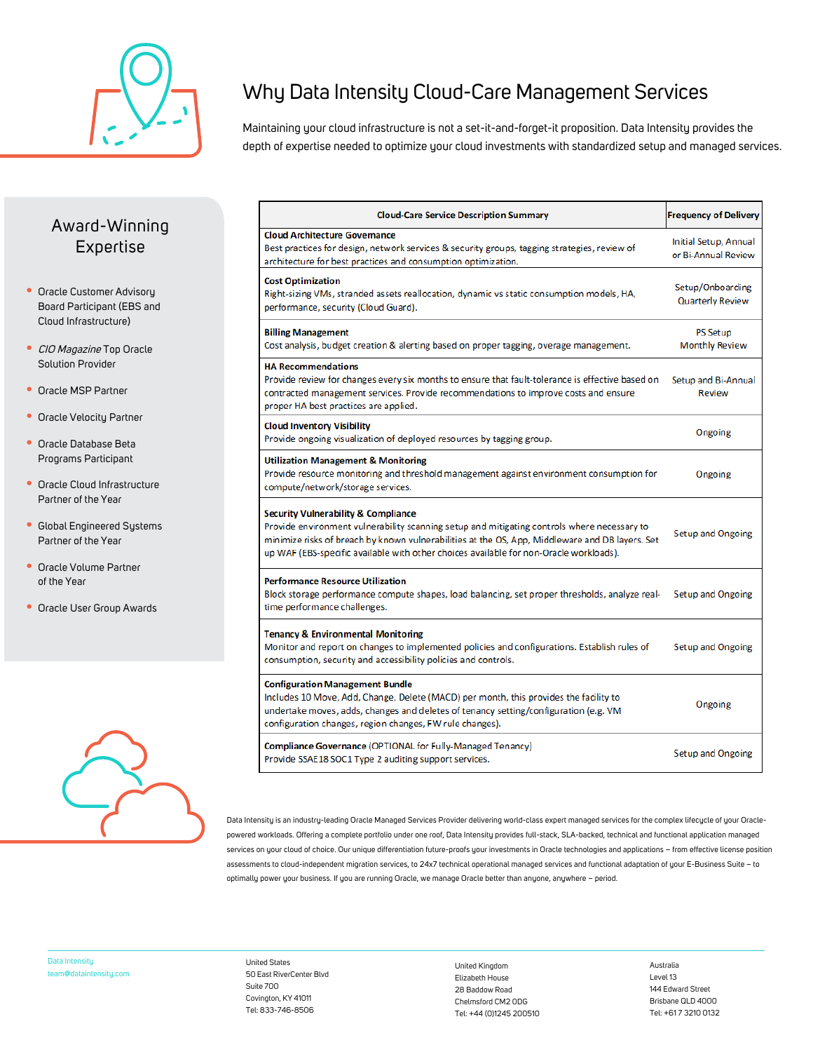# Why Data Intensity Cloud-Care Management Services

Maintaining your cloud infrastructure is not a set-it-and-forget-it proposition. Data Intensity provides the depth of expertise needed to optimize your cloud investments with standardized setup and managed services.

## Award-Winning Expertise

- Oracle Customer Advisory Board Participant (EBS and Cloud Infrastructure)
- *CIO Magazine* Top Oracle Solution Provider
- Oracle MSP Partner
- Oracle Velocity Partner
- Oracle Database Beta Programs Participant
- Oracle Cloud Infrastructure Partner of the Year
- Global Engineered Systems Partner of the Year
- Oracle Volume Partner of the Year
- Oracle User Group Awards

| Cloud-Care Service Description Summary | Frequency of Delivery |
|---|---|
| **Cloud Architecture Governance**<br>Best practices for design, network services & security groups, tagging strategies, review of architecture for best practices and consumption optimization. | Initial Setup, Annual or Bi-Annual Review |
| **Cost Optimization**<br>Right-sizing VMs, stranded assets reallocation, dynamic vs static consumption models, HA, performance, security (Cloud Guard). | Setup/Onboarding Quarterly Review |
| **Billing Management**<br>Cost analysis, budget creation & alerting based on proper tagging, overage management. | PS Setup Monthly Review |
| **HA Recommendations**<br>Provide review for changes every six months to ensure that fault-tolerance is effective based on contracted management services. Provide recommendations to improve costs and ensure proper HA best practices are applied. | Setup and Bi-Annual Review |
| **Cloud Inventory Visibility**<br>Provide ongoing visualization of deployed resources by tagging group. | Ongoing |
| **Utilization Management & Monitoring**<br>Provide resource monitoring and threshold management against environment consumption for compute/network/storage services. | Ongoing |
| **Security Vulnerability & Compliance**<br>Provide environment vulnerability scanning setup and mitigating controls where necessary to minimize risks of breach by known vulnerabilities at the OS, App, Middleware and DB layers. Set up WAF (EBS-specific available with other choices available for non-Oracle workloads). | Setup and Ongoing |
| **Performance Resource Utilization**<br>Block storage performance compute shapes, load balancing, set proper thresholds, analyze real-time performance challenges. | Setup and Ongoing |
| **Tenancy & Environmental Monitoring**<br>Monitor and report on changes to implemented policies and configurations. Establish rules of consumption, security and accessibility policies and controls. | Setup and Ongoing |
| **Configuration Management Bundle**<br>Includes 10 Move, Add, Change, Delete (MACD) per month, this provides the facility to undertake moves, adds, changes and deletes of tenancy setting/configuration (e.g. VM configuration changes, region changes, FW rule changes). | Ongoing |
| **Compliance Governance** (OPTIONAL for Fully-Managed Tenancy)<br>Provide SSAE18 SOC1 Type 2 auditing support services. | Setup and Ongoing |

Data Intensity is an industry-leading Oracle Managed Services Provider delivering world-class expert managed services for the complex lifecycle of your Oracle-powered workloads. Offering a complete portfolio under one roof, Data Intensity provides full-stack, SLA-backed, technical and functional application managed services on your cloud of choice. Our unique differentiation future-proofs your investments in Oracle technologies and applications – from effective license position assessments to cloud-independent migration services, to 24x7 technical operational managed services and functional adaptation of your E-Business Suite – to optimally power your business. If you are running Oracle, we manage Oracle better than anyone, anywhere – period.

Data Intensity
team@dataintensity.com

United States
50 East RiverCenter Blvd
Suite 700
Covington, KY 41011
Tel: 833-746-8506

United Kingdom
Elizabeth House
28 Baddow Road
Chelmsford CM2 0DG
Tel: +44 (0)1245 200510

Australia
Level 13
144 Edward Street
Brisbane QLD 4000
Tel: +617 3210 0132